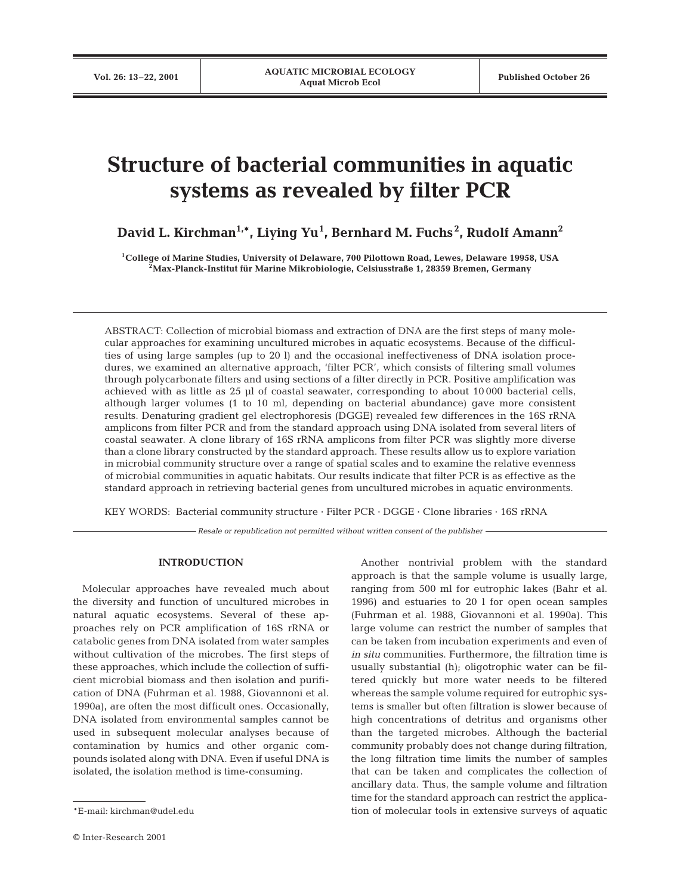# Structure of bacterial communities in aquatic systems as revealed by filter PCR

**David L. Kirchman[1,*], Liying Yu[1], Bernhard M. Fuchs[2], Rudolf Amann[2]**

[1]College of Marine Studies, University of Delaware, 700 Pilottown Road, Lewes, Delaware 19958, USA
[2]Max-Planck-Institut für Marine Mikrobiologie, Celsiusstraße 1, 28359 Bremen, Germany

ABSTRACT: Collection of microbial biomass and extraction of DNA are the first steps of many molecular approaches for examining uncultured microbes in aquatic ecosystems. Because of the difficulties of using large samples (up to 20 l) and the occasional ineffectiveness of DNA isolation procedures, we examined an alternative approach, 'filter PCR', which consists of filtering small volumes through polycarbonate filters and using sections of a filter directly in PCR. Positive amplification was achieved with as little as 25 µl of coastal seawater, corresponding to about 10 000 bacterial cells, although larger volumes (1 to 10 ml, depending on bacterial abundance) gave more consistent results. Denaturing gradient gel electrophoresis (DGGE) revealed few differences in the 16S rRNA amplicons from filter PCR and from the standard approach using DNA isolated from several liters of coastal seawater. A clone library of 16S rRNA amplicons from filter PCR was slightly more diverse than a clone library constructed by the standard approach. These results allow us to explore variation in microbial community structure over a range of spatial scales and to examine the relative evenness of microbial communities in aquatic habitats. Our results indicate that filter PCR is as effective as the standard approach in retrieving bacterial genes from uncultured microbes in aquatic environments.

KEY WORDS: Bacterial community structure · Filter PCR · DGGE · Clone libraries · 16S rRNA

*Resale or republication not permitted without written consent of the publisher*

## INTRODUCTION

Molecular approaches have revealed much about the diversity and function of uncultured microbes in natural aquatic ecosystems. Several of these approaches rely on PCR amplification of 16S rRNA or catabolic genes from DNA isolated from water samples without cultivation of the microbes. The first steps of these approaches, which include the collection of sufficient microbial biomass and then isolation and purification of DNA (Fuhrman et al. 1988, Giovannoni et al. 1990a), are often the most difficult ones. Occasionally, DNA isolated from environmental samples cannot be used in subsequent molecular analyses because of contamination by humics and other organic compounds isolated along with DNA. Even if useful DNA is isolated, the isolation method is time-consuming.

Another nontrivial problem with the standard approach is that the sample volume is usually large, ranging from 500 ml for eutrophic lakes (Bahr et al. 1996) and estuaries to 20 l for open ocean samples (Fuhrman et al. 1988, Giovannoni et al. 1990a). This large volume can restrict the number of samples that can be taken from incubation experiments and even of *in situ* communities. Furthermore, the filtration time is usually substantial (h); oligotrophic water can be filtered quickly but more water needs to be filtered whereas the sample volume required for eutrophic systems is smaller but often filtration is slower because of high concentrations of detritus and organisms other than the targeted microbes. Although the bacterial community probably does not change during filtration, the long filtration time limits the number of samples that can be taken and complicates the collection of ancillary data. Thus, the sample volume and filtration time for the standard approach can restrict the application of molecular tools in extensive surveys of aquatic

*E-mail: kirchman@udel.edu

© Inter-Research 2001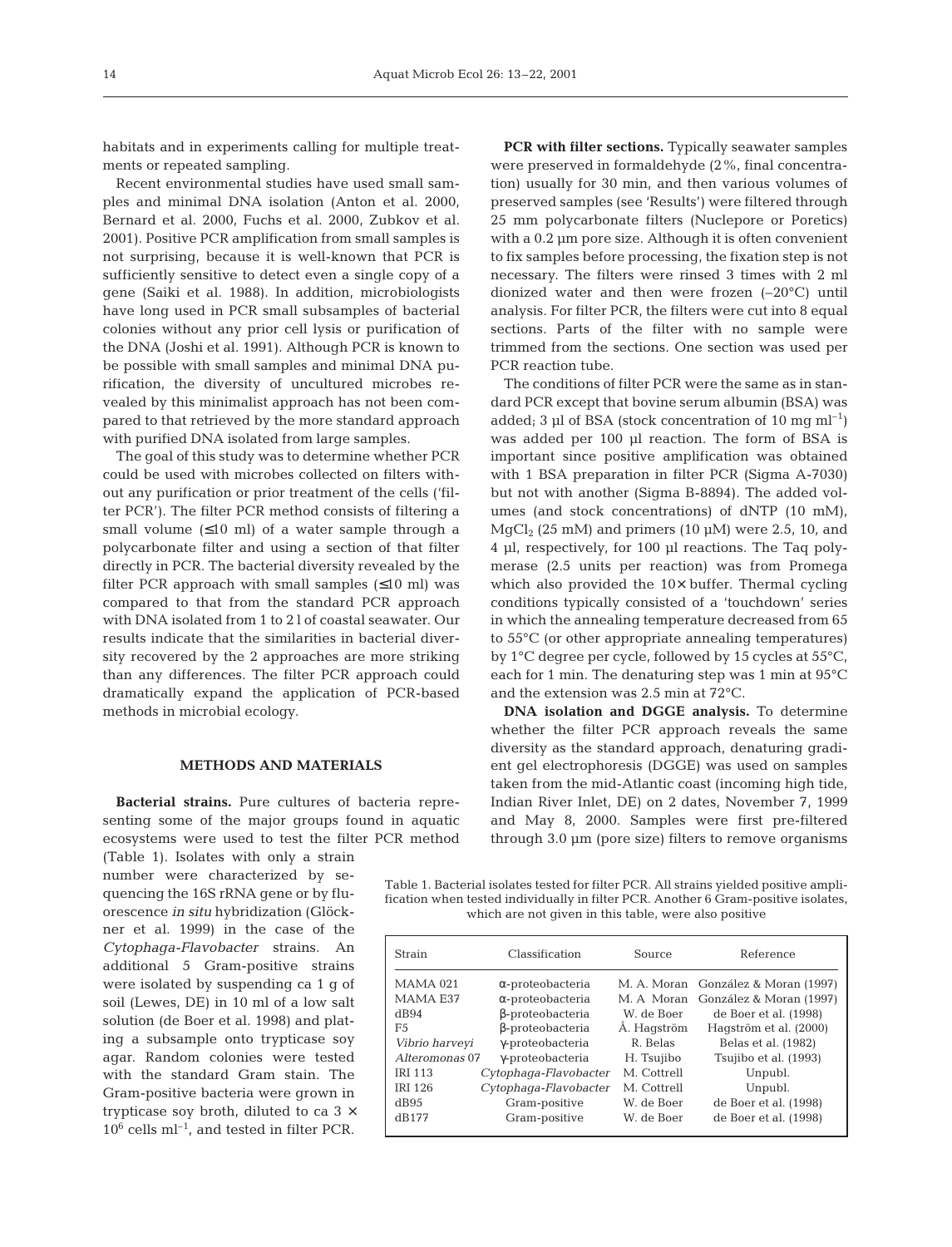habitats and in experiments calling for multiple treatments or repeated sampling.

Recent environmental studies have used small samples and minimal DNA isolation (Anton et al. 2000, Bernard et al. 2000, Fuchs et al. 2000, Zubkov et al. 2001). Positive PCR amplification from small samples is not surprising, because it is well-known that PCR is sufficiently sensitive to detect even a single copy of a gene (Saiki et al. 1988). In addition, microbiologists have long used in PCR small subsamples of bacterial colonies without any prior cell lysis or purification of the DNA (Joshi et al. 1991). Although PCR is known to be possible with small samples and minimal DNA purification, the diversity of uncultured microbes revealed by this minimalist approach has not been compared to that retrieved by the more standard approach with purified DNA isolated from large samples.

The goal of this study was to determine whether PCR could be used with microbes collected on filters without any purification or prior treatment of the cells ('filter PCR'). The filter PCR method consists of filtering a small volume (≤10 ml) of a water sample through a polycarbonate filter and using a section of that filter directly in PCR. The bacterial diversity revealed by the filter PCR approach with small samples (≤10 ml) was compared to that from the standard PCR approach with DNA isolated from 1 to 2 l of coastal seawater. Our results indicate that the similarities in bacterial diversity recovered by the 2 approaches are more striking than any differences. The filter PCR approach could dramatically expand the application of PCR-based methods in microbial ecology.

## METHODS AND MATERIALS

**Bacterial strains.** Pure cultures of bacteria representing some of the major groups found in aquatic ecosystems were used to test the filter PCR method (Table 1). Isolates with only a strain number were characterized by sequencing the 16S rRNA gene or by fluorescence *in situ* hybridization (Glöckner et al. 1999) in the case of the *Cytophaga-Flavobacter* strains. An additional 5 Gram-positive strains were isolated by suspending ca 1 g of soil (Lewes, DE) in 10 ml of a low salt solution (de Boer et al. 1998) and plating a subsample onto trypticase soy agar. Random colonies were tested with the standard Gram stain. The Gram-positive bacteria were grown in trypticase soy broth, diluted to ca $3 \times 10^6$ cells $ml^{-1}$, and tested in filter PCR.

Table 1. Bacterial isolates tested for filter PCR. All strains yielded positive amplification when tested individually in filter PCR. Another 6 Gram-positive isolates, which are not given in this table, were also positive

| Strain | Classification | Source | Reference |
|---|---|---|---|
| MAMA 021 | α-proteobacteria | M. A. Moran | González & Moran (1997) |
| MAMA E37 | α-proteobacteria | M. A Moran | González & Moran (1997) |
| dB94 | β-proteobacteria | W. de Boer | de Boer et al. (1998) |
| F5 | β-proteobacteria | Å. Hagström | Hagström et al. (2000) |
| *Vibrio harveyi* | γ-proteobacteria | R. Belas | Belas et al. (1982) |
| *Alteromonas* 07 | γ-proteobacteria | H. Tsujibo | Tsujibo et al. (1993) |
| IRI 113 | *Cytophaga-Flavobacter* | M. Cottrell | Unpubl. |
| IRI 126 | *Cytophaga-Flavobacter* | M. Cottrell | Unpubl. |
| dB95 | Gram-positive | W. de Boer | de Boer et al. (1998) |
| dB177 | Gram-positive | W. de Boer | de Boer et al. (1998) |

**PCR with filter sections.** Typically seawater samples were preserved in formaldehyde (2%, final concentration) usually for 30 min, and then various volumes of preserved samples (see 'Results') were filtered through 25 mm polycarbonate filters (Nuclepore or Poretics) with a 0.2 µm pore size. Although it is often convenient to fix samples before processing, the fixation step is not necessary. The filters were rinsed 3 times with 2 ml dionized water and then were frozen (–20°C) until analysis. For filter PCR, the filters were cut into 8 equal sections. Parts of the filter with no sample were trimmed from the sections. One section was used per PCR reaction tube.

The conditions of filter PCR were the same as in standard PCR except that bovine serum albumin (BSA) was added; 3 µl of BSA (stock concentration of 10 mg $ml^{-1}$) was added per 100 µl reaction. The form of BSA is important since positive amplification was obtained with 1 BSA preparation in filter PCR (Sigma A-7030) but not with another (Sigma B-8894). The added volumes (and stock concentrations) of dNTP (10 mM), $MgCl_2$ (25 mM) and primers (10 µM) were 2.5, 10, and 4 µl, respectively, for 100 µl reactions. The Taq polymerase (2.5 units per reaction) was from Promega which also provided the 10× buffer. Thermal cycling conditions typically consisted of a 'touchdown' series in which the annealing temperature decreased from 65 to 55°C (or other appropriate annealing temperatures) by 1°C degree per cycle, followed by 15 cycles at 55°C, each for 1 min. The denaturing step was 1 min at 95°C and the extension was 2.5 min at 72°C.

**DNA isolation and DGGE analysis.** To determine whether the filter PCR approach reveals the same diversity as the standard approach, denaturing gradient gel electrophoresis (DGGE) was used on samples taken from the mid-Atlantic coast (incoming high tide, Indian River Inlet, DE) on 2 dates, November 7, 1999 and May 8, 2000. Samples were first pre-filtered through 3.0 µm (pore size) filters to remove organisms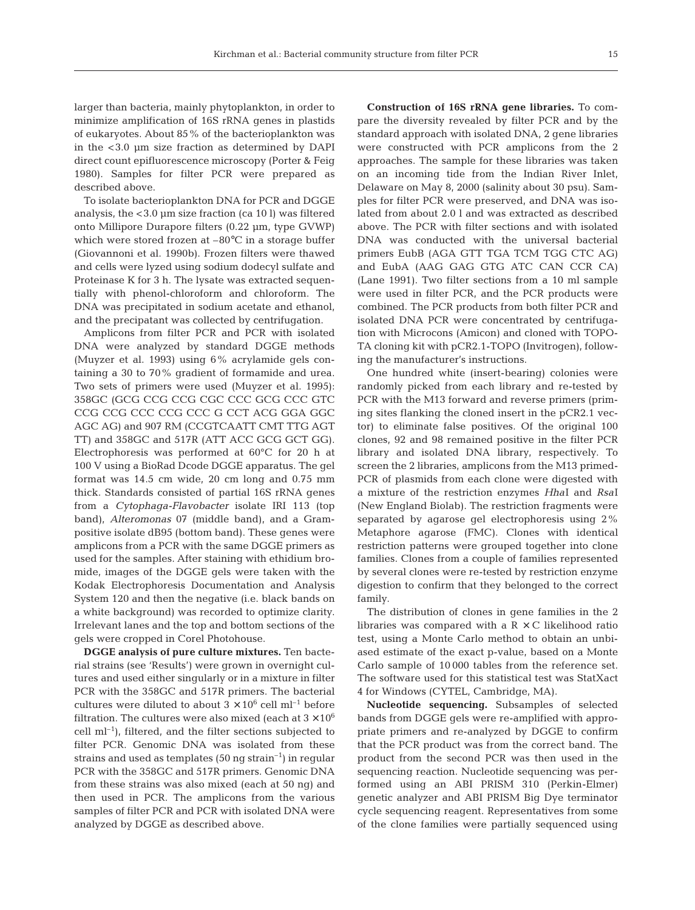larger than bacteria, mainly phytoplankton, in order to minimize amplification of 16S rRNA genes in plastids of eukaryotes. About 85% of the bacterioplankton was in the <3.0 µm size fraction as determined by DAPI direct count epifluorescence microscopy (Porter & Feig 1980). Samples for filter PCR were prepared as described above.

To isolate bacterioplankton DNA for PCR and DGGE analysis, the <3.0 µm size fraction (ca 10 l) was filtered onto Millipore Durapore filters (0.22 µm, type GVWP) which were stored frozen at –80°C in a storage buffer (Giovannoni et al. 1990b). Frozen filters were thawed and cells were lyzed using sodium dodecyl sulfate and Proteinase K for 3 h. The lysate was extracted sequentially with phenol-chloroform and chloroform. The DNA was precipitated in sodium acetate and ethanol, and the precipatant was collected by centrifugation.

Amplicons from filter PCR and PCR with isolated DNA were analyzed by standard DGGE methods (Muyzer et al. 1993) using 6% acrylamide gels containing a 30 to 70% gradient of formamide and urea. Two sets of primers were used (Muyzer et al. 1995): 358GC (GCG CCG CCG CGC CCC GCG CCC GTC CCG CCG CCC CCG CCC G CCT ACG GGA GGC AGC AG) and 907 RM (CCGTCAATT CMT TTG AGT TT) and 358GC and 517R (ATT ACC GCG GCT GG). Electrophoresis was performed at 60°C for 20 h at 100 V using a BioRad Dcode DGGE apparatus. The gel format was 14.5 cm wide, 20 cm long and 0.75 mm thick. Standards consisted of partial 16S rRNA genes from a *Cytophaga-Flavobacter* isolate IRI 113 (top band), *Alteromonas* 07 (middle band), and a Gram-positive isolate dB95 (bottom band). These genes were amplicons from a PCR with the same DGGE primers as used for the samples. After staining with ethidium bromide, images of the DGGE gels were taken with the Kodak Electrophoresis Documentation and Analysis System 120 and then the negative (i.e. black bands on a white background) was recorded to optimize clarity. Irrelevant lanes and the top and bottom sections of the gels were cropped in Corel Photohouse.

**DGGE analysis of pure culture mixtures.** Ten bacterial strains (see 'Results') were grown in overnight cultures and used either singularly or in a mixture in filter PCR with the 358GC and 517R primers. The bacterial cultures were diluted to about $3 \times 10^6$ cell ml$^{-1}$ before filtration. The cultures were also mixed (each at $3 \times 10^6$ cell ml$^{-1}$), filtered, and the filter sections subjected to filter PCR. Genomic DNA was isolated from these strains and used as templates (50 ng strain$^{-1}$) in regular PCR with the 358GC and 517R primers. Genomic DNA from these strains was also mixed (each at 50 ng) and then used in PCR. The amplicons from the various samples of filter PCR and PCR with isolated DNA were analyzed by DGGE as described above.

**Construction of 16S rRNA gene libraries.** To compare the diversity revealed by filter PCR and by the standard approach with isolated DNA, 2 gene libraries were constructed with PCR amplicons from the 2 approaches. The sample for these libraries was taken on an incoming tide from the Indian River Inlet, Delaware on May 8, 2000 (salinity about 30 psu). Samples for filter PCR were preserved, and DNA was isolated from about 2.0 l and was extracted as described above. The PCR with filter sections and with isolated DNA was conducted with the universal bacterial primers EubB (AGA GTT TGA TCM TGG CTC AG) and EubA (AAG GAG GTG ATC CAN CCR CA) (Lane 1991). Two filter sections from a 10 ml sample were used in filter PCR, and the PCR products were combined. The PCR products from both filter PCR and isolated DNA PCR were concentrated by centrifugation with Microcons (Amicon) and cloned with TOPO-TA cloning kit with pCR2.1-TOPO (Invitrogen), following the manufacturer's instructions.

One hundred white (insert-bearing) colonies were randomly picked from each library and re-tested by PCR with the M13 forward and reverse primers (priming sites flanking the cloned insert in the pCR2.1 vector) to eliminate false positives. Of the original 100 clones, 92 and 98 remained positive in the filter PCR library and isolated DNA library, respectively. To screen the 2 libraries, amplicons from the M13 primed-PCR of plasmids from each clone were digested with a mixture of the restriction enzymes *Hha*I and *Rsa*I (New England Biolab). The restriction fragments were separated by agarose gel electrophoresis using 2% Metaphore agarose (FMC). Clones with identical restriction patterns were grouped together into clone families. Clones from a couple of families represented by several clones were re-tested by restriction enzyme digestion to confirm that they belonged to the correct family.

The distribution of clones in gene families in the 2 libraries was compared with a R × C likelihood ratio test, using a Monte Carlo method to obtain an unbiased estimate of the exact p-value, based on a Monte Carlo sample of 10000 tables from the reference set. The software used for this statistical test was StatXact 4 for Windows (CYTEL, Cambridge, MA).

**Nucleotide sequencing.** Subsamples of selected bands from DGGE gels were re-amplified with appropriate primers and re-analyzed by DGGE to confirm that the PCR product was from the correct band. The product from the second PCR was then used in the sequencing reaction. Nucleotide sequencing was performed using an ABI PRISM 310 (Perkin-Elmer) genetic analyzer and ABI PRISM Big Dye terminator cycle sequencing reagent. Representatives from some of the clone families were partially sequenced using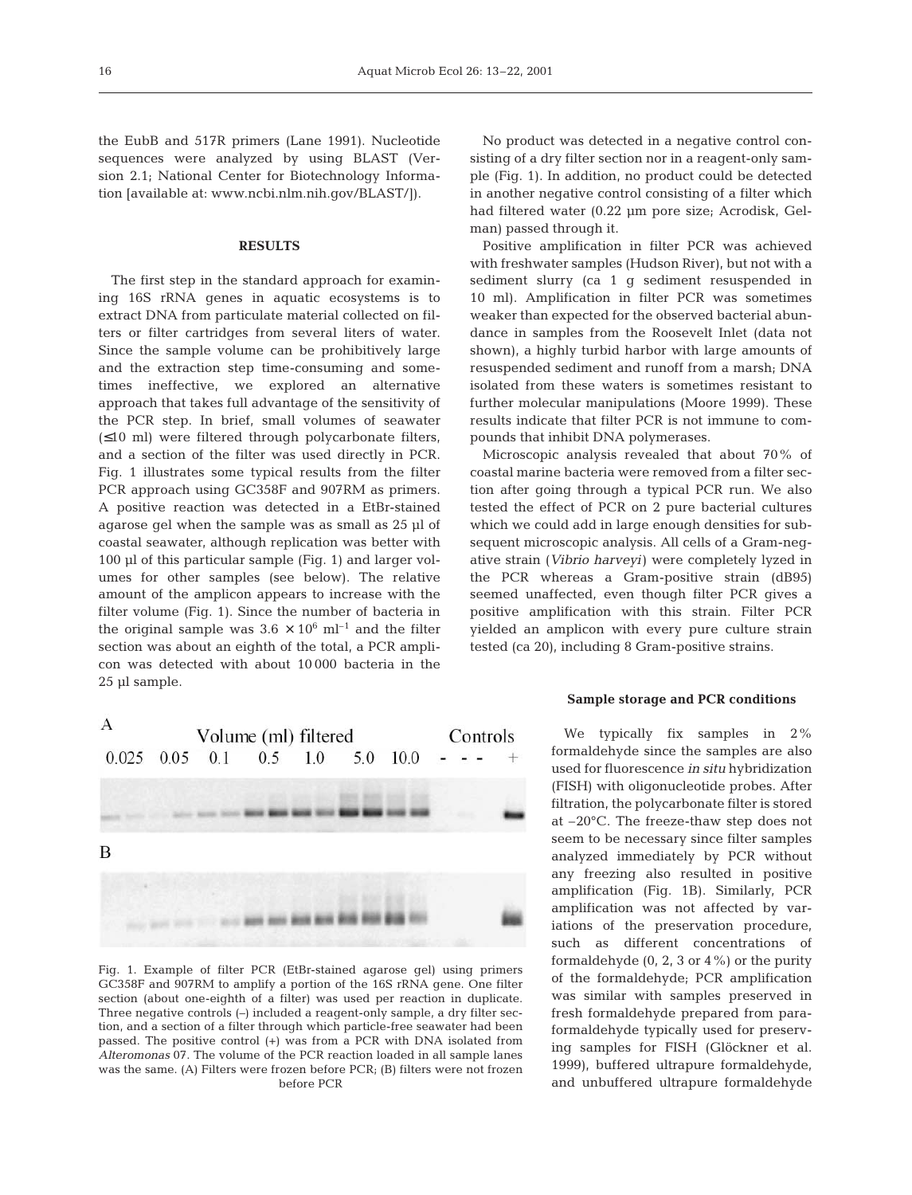the EubB and 517R primers (Lane 1991). Nucleotide sequences were analyzed by using BLAST (Version 2.1; National Center for Biotechnology Information [available at: www.ncbi.nlm.nih.gov/BLAST/]).

## RESULTS

The first step in the standard approach for examining 16S rRNA genes in aquatic ecosystems is to extract DNA from particulate material collected on filters or filter cartridges from several liters of water. Since the sample volume can be prohibitively large and the extraction step time-consuming and sometimes ineffective, we explored an alternative approach that takes full advantage of the sensitivity of the PCR step. In brief, small volumes of seawater (≤10 ml) were filtered through polycarbonate filters, and a section of the filter was used directly in PCR. Fig. 1 illustrates some typical results from the filter PCR approach using GC358F and 907RM as primers. A positive reaction was detected in a EtBr-stained agarose gel when the sample was as small as 25 µl of coastal seawater, although replication was better with 100 µl of this particular sample (Fig. 1) and larger volumes for other samples (see below). The relative amount of the amplicon appears to increase with the filter volume (Fig. 1). Since the number of bacteria in the original sample was $3.6 \times 10^6$ ml$^{-1}$ and the filter section was about an eighth of the total, a PCR amplicon was detected with about 10 000 bacteria in the 25 µl sample.

Fig. 1. Example of filter PCR (EtBr-stained agarose gel) using primers GC358F and 907RM to amplify a portion of the 16S rRNA gene. One filter section (about one-eighth of a filter) was used per reaction in duplicate. Three negative controls (–) included a reagent-only sample, a dry filter section, and a section of a filter through which particle-free seawater had been passed. The positive control (+) was from a PCR with DNA isolated from *Alteromonas* 07. The volume of the PCR reaction loaded in all sample lanes was the same. (A) Filters were frozen before PCR; (B) filters were not frozen before PCR

No product was detected in a negative control consisting of a dry filter section nor in a reagent-only sample (Fig. 1). In addition, no product could be detected in another negative control consisting of a filter which had filtered water (0.22 µm pore size; Acrodisk, Gelman) passed through it.

Positive amplification in filter PCR was achieved with freshwater samples (Hudson River), but not with a sediment slurry (ca 1 g sediment resuspended in 10 ml). Amplification in filter PCR was sometimes weaker than expected for the observed bacterial abundance in samples from the Roosevelt Inlet (data not shown), a highly turbid harbor with large amounts of resuspended sediment and runoff from a marsh; DNA isolated from these waters is sometimes resistant to further molecular manipulations (Moore 1999). These results indicate that filter PCR is not immune to compounds that inhibit DNA polymerases.

Microscopic analysis revealed that about 70% of coastal marine bacteria were removed from a filter section after going through a typical PCR run. We also tested the effect of PCR on 2 pure bacterial cultures which we could add in large enough densities for subsequent microscopic analysis. All cells of a Gram-negative strain (*Vibrio harveyi*) were completely lyzed in the PCR whereas a Gram-positive strain (dB95) seemed unaffected, even though filter PCR gives a positive amplification with this strain. Filter PCR yielded an amplicon with every pure culture strain tested (ca 20), including 8 Gram-positive strains.

### Sample storage and PCR conditions

We typically fix samples in 2% formaldehyde since the samples are also used for fluorescence *in situ* hybridization (FISH) with oligonucleotide probes. After filtration, the polycarbonate filter is stored at –20°C. The freeze-thaw step does not seem to be necessary since filter samples analyzed immediately by PCR without any freezing also resulted in positive amplification (Fig. 1B). Similarly, PCR amplification was not affected by variations of the preservation procedure, such as different concentrations of formaldehyde (0, 2, 3 or 4%) or the purity of the formaldehyde; PCR amplification was similar with samples preserved in fresh formaldehyde prepared from paraformaldehyde typically used for preserving samples for FISH (Glöckner et al. 1999), buffered ultrapure formaldehyde, and unbuffered ultrapure formaldehyde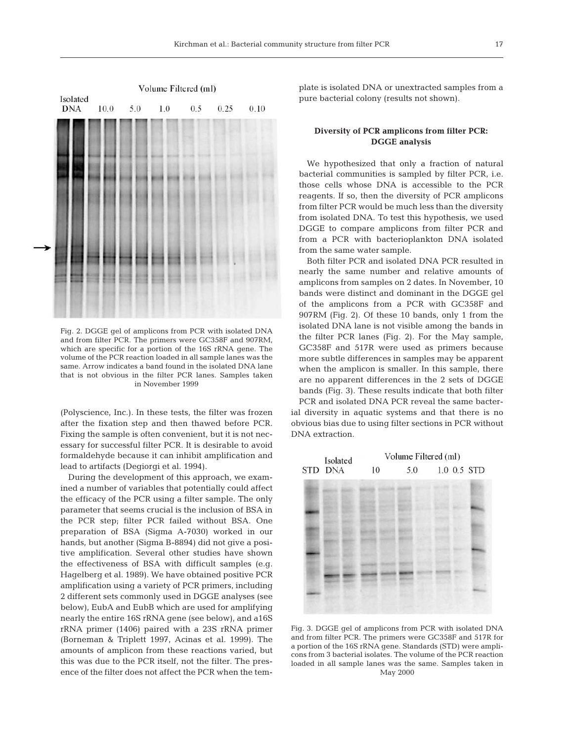Fig. 2. DGGE gel of amplicons from PCR with isolated DNA and from filter PCR. The primers were GC358F and 907RM, which are specific for a portion of the 16S rRNA gene. The volume of the PCR reaction loaded in all sample lanes was the same. Arrow indicates a band found in the isolated DNA lane that is not obvious in the filter PCR lanes. Samples taken in November 1999

(Polyscience, Inc.). In these tests, the filter was frozen after the fixation step and then thawed before PCR. Fixing the sample is often convenient, but it is not necessary for successful filter PCR. It is desirable to avoid formaldehyde because it can inhibit amplification and lead to artifacts (Degiorgi et al. 1994).

During the development of this approach, we examined a number of variables that potentially could affect the efficacy of the PCR using a filter sample. The only parameter that seems crucial is the inclusion of BSA in the PCR step; filter PCR failed without BSA. One preparation of BSA (Sigma A-7030) worked in our hands, but another (Sigma B-8894) did not give a positive amplification. Several other studies have shown the effectiveness of BSA with difficult samples (e.g. Hagelberg et al. 1989). We have obtained positive PCR amplification using a variety of PCR primers, including 2 different sets commonly used in DGGE analyses (see below), EubA and EubB which are used for amplifying nearly the entire 16S rRNA gene (see below), and a16S rRNA primer (1406) paired with a 23S rRNA primer (Borneman & Triplett 1997, Acinas et al. 1999). The amounts of amplicon from these reactions varied, but this was due to the PCR itself, not the filter. The presence of the filter does not affect the PCR when the template is isolated DNA or unextracted samples from a pure bacterial colony (results not shown).

## Diversity of PCR amplicons from filter PCR: DGGE analysis

We hypothesized that only a fraction of natural bacterial communities is sampled by filter PCR, i.e. those cells whose DNA is accessible to the PCR reagents. If so, then the diversity of PCR amplicons from filter PCR would be much less than the diversity from isolated DNA. To test this hypothesis, we used DGGE to compare amplicons from filter PCR and from a PCR with bacterioplankton DNA isolated from the same water sample.

Both filter PCR and isolated DNA PCR resulted in nearly the same number and relative amounts of amplicons from samples on 2 dates. In November, 10 bands were distinct and dominant in the DGGE gel of the amplicons from a PCR with GC358F and 907RM (Fig. 2). Of these 10 bands, only 1 from the isolated DNA lane is not visible among the bands in the filter PCR lanes (Fig. 2). For the May sample, GC358F and 517R were used as primers because more subtle differences in samples may be apparent when the amplicon is smaller. In this sample, there are no apparent differences in the 2 sets of DGGE bands (Fig. 3). These results indicate that both filter PCR and isolated DNA PCR reveal the same bacterial diversity in aquatic systems and that there is no obvious bias due to using filter sections in PCR without DNA extraction.

Fig. 3. DGGE gel of amplicons from PCR with isolated DNA and from filter PCR. The primers were GC358F and 517R for a portion of the 16S rRNA gene. Standards (STD) were amplicons from 3 bacterial isolates. The volume of the PCR reaction loaded in all sample lanes was the same. Samples taken in May 2000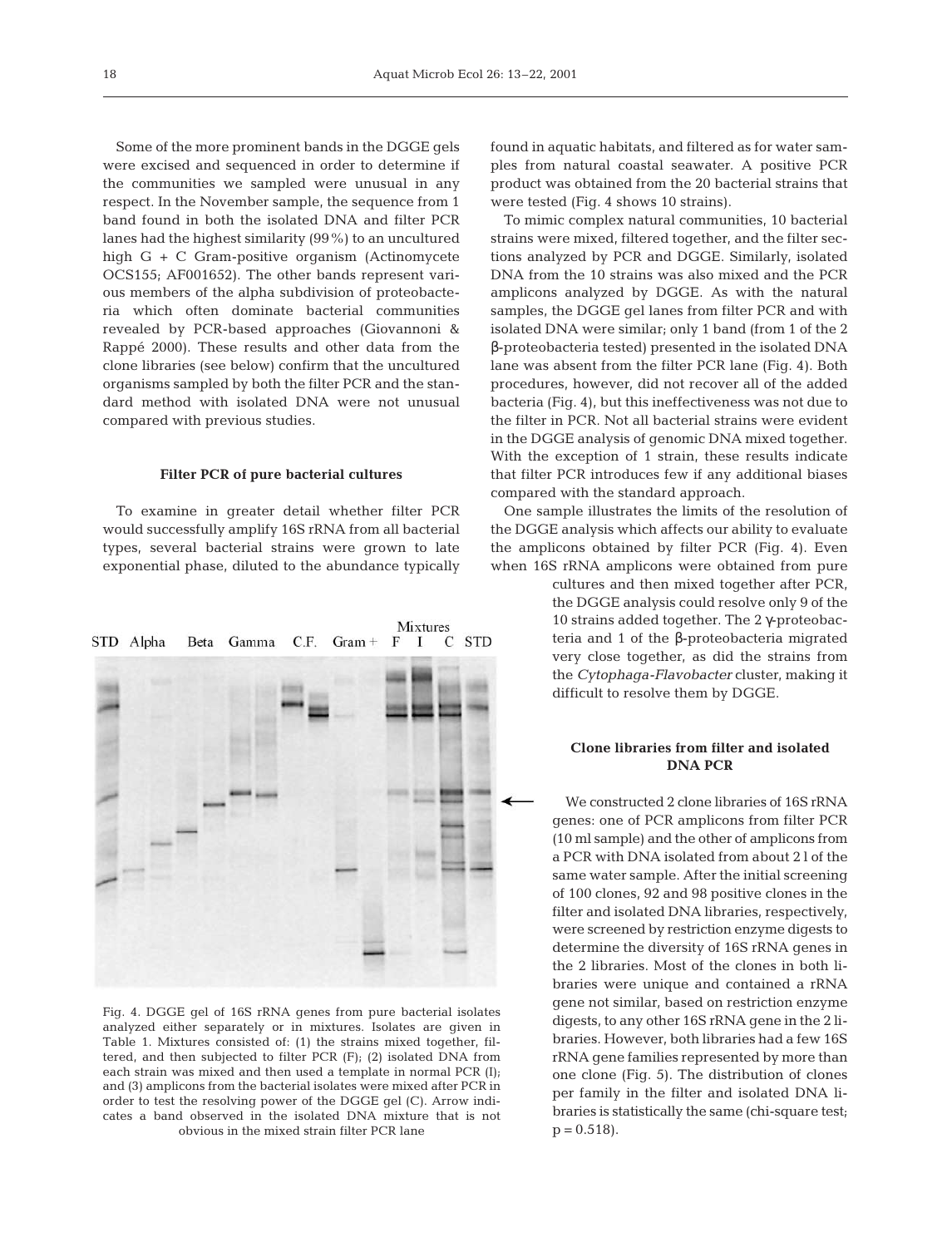Some of the more prominent bands in the DGGE gels were excised and sequenced in order to determine if the communities we sampled were unusual in any respect. In the November sample, the sequence from 1 band found in both the isolated DNA and filter PCR lanes had the highest similarity (99%) to an uncultured high G + C Gram-positive organism (Actinomycete OCS155; AF001652). The other bands represent various members of the alpha subdivision of proteobacteria which often dominate bacterial communities revealed by PCR-based approaches (Giovannoni & Rappé 2000). These results and other data from the clone libraries (see below) confirm that the uncultured organisms sampled by both the filter PCR and the standard method with isolated DNA were not unusual compared with previous studies.

### Filter PCR of pure bacterial cultures

To examine in greater detail whether filter PCR would successfully amplify 16S rRNA from all bacterial types, several bacterial strains were grown to late exponential phase, diluted to the abundance typically found in aquatic habitats, and filtered as for water samples from natural coastal seawater. A positive PCR product was obtained from the 20 bacterial strains that were tested (Fig. 4 shows 10 strains).

To mimic complex natural communities, 10 bacterial strains were mixed, filtered together, and the filter sections analyzed by PCR and DGGE. Similarly, isolated DNA from the 10 strains was also mixed and the PCR amplicons analyzed by DGGE. As with the natural samples, the DGGE gel lanes from filter PCR and with isolated DNA were similar; only 1 band (from 1 of the 2 β-proteobacteria tested) presented in the isolated DNA lane was absent from the filter PCR lane (Fig. 4). Both procedures, however, did not recover all of the added bacteria (Fig. 4), but this ineffectiveness was not due to the filter in PCR. Not all bacterial strains were evident in the DGGE analysis of genomic DNA mixed together. With the exception of 1 strain, these results indicate that filter PCR introduces few if any additional biases compared with the standard approach.

One sample illustrates the limits of the resolution of the DGGE analysis which affects our ability to evaluate the amplicons obtained by filter PCR (Fig. 4). Even when 16S rRNA amplicons were obtained from pure cultures and then mixed together after PCR, the DGGE analysis could resolve only 9 of the 10 strains added together. The 2 γ-proteobacteria and 1 of the β-proteobacteria migrated very close together, as did the strains from the *Cytophaga-Flavobacter* cluster, making it difficult to resolve them by DGGE.

Fig. 4. DGGE gel of 16S rRNA genes from pure bacterial isolates analyzed either separately or in mixtures. Isolates are given in Table 1. Mixtures consisted of: (1) the strains mixed together, filtered, and then subjected to filter PCR (F); (2) isolated DNA from each strain was mixed and then used a template in normal PCR (I); and (3) amplicons from the bacterial isolates were mixed after PCR in order to test the resolving power of the DGGE gel (C). Arrow indicates a band observed in the isolated DNA mixture that is not obvious in the mixed strain filter PCR lane

### Clone libraries from filter and isolated DNA PCR

We constructed 2 clone libraries of 16S rRNA genes: one of PCR amplicons from filter PCR (10 ml sample) and the other of amplicons from a PCR with DNA isolated from about 2 l of the same water sample. After the initial screening of 100 clones, 92 and 98 positive clones in the filter and isolated DNA libraries, respectively, were screened by restriction enzyme digests to determine the diversity of 16S rRNA genes in the 2 libraries. Most of the clones in both libraries were unique and contained a rRNA gene not similar, based on restriction enzyme digests, to any other 16S rRNA gene in the 2 libraries. However, both libraries had a few 16S rRNA gene families represented by more than one clone (Fig. 5). The distribution of clones per family in the filter and isolated DNA libraries is statistically the same (chi-square test; $p = 0.518$).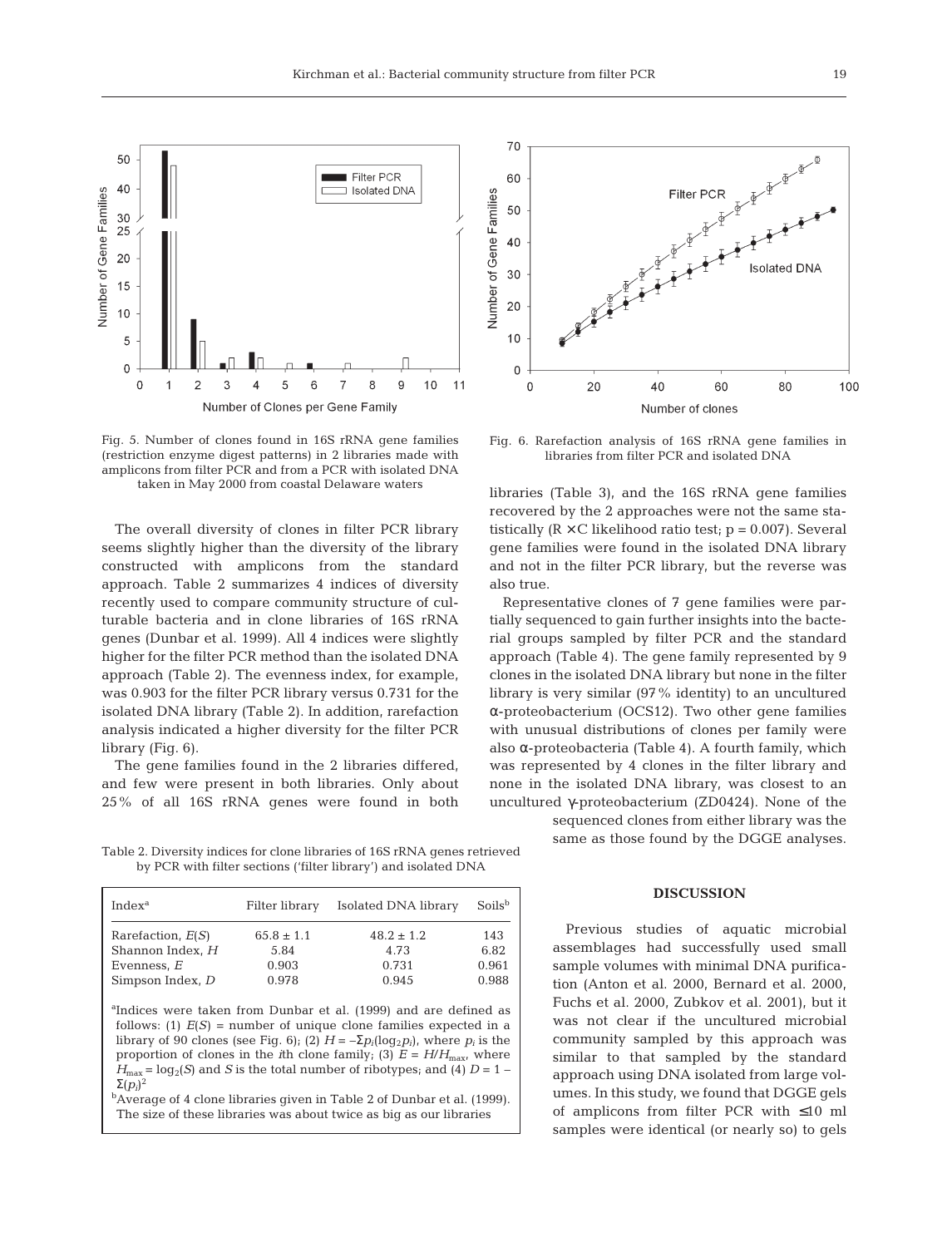Fig. 5. Number of clones found in 16S rRNA gene families (restriction enzyme digest patterns) in 2 libraries made with amplicons from filter PCR and from a PCR with isolated DNA taken in May 2000 from coastal Delaware waters

Fig. 6. Rarefaction analysis of 16S rRNA gene families in libraries from filter PCR and isolated DNA

The overall diversity of clones in filter PCR library seems slightly higher than the diversity of the library constructed with amplicons from the standard approach. Table 2 summarizes 4 indices of diversity recently used to compare community structure of culturable bacteria and in clone libraries of 16S rRNA genes (Dunbar et al. 1999). All 4 indices were slightly higher for the filter PCR method than the isolated DNA approach (Table 2). The evenness index, for example, was 0.903 for the filter PCR library versus 0.731 for the isolated DNA library (Table 2). In addition, rarefaction analysis indicated a higher diversity for the filter PCR library (Fig. 6).

The gene families found in the 2 libraries differed, and few were present in both libraries. Only about 25% of all 16S rRNA genes were found in both libraries (Table 3), and the 16S rRNA gene families recovered by the 2 approaches were not the same statistically (R × C likelihood ratio test; $p = 0.007$). Several gene families were found in the isolated DNA library and not in the filter PCR library, but the reverse was also true.

Representative clones of 7 gene families were partially sequenced to gain further insights into the bacterial groups sampled by filter PCR and the standard approach (Table 4). The gene family represented by 9 clones in the isolated DNA library but none in the filter library is very similar (97% identity) to an uncultured α-proteobacterium (OCS12). Two other gene families with unusual distributions of clones per family were also α-proteobacteria (Table 4). A fourth family, which was represented by 4 clones in the filter library and none in the isolated DNA library, was closest to an uncultured γ-proteobacterium (ZD0424). None of the sequenced clones from either library was the same as those found by the DGGE analyses.

Table 2. Diversity indices for clone libraries of 16S rRNA genes retrieved by PCR with filter sections ('filter library') and isolated DNA

| Index[a] | Filter library | Isolated DNA library | Soils[b] |
|---|---|---|---|
| Rarefaction, $E(S)$ | 65.8 ± 1.1 | 48.2 ± 1.2 | 143 |
| Shannon Index, $H$ | 5.84 | 4.73 | 6.82 |
| Evenness, $E$ | 0.903 | 0.731 | 0.961 |
| Simpson Index, $D$ | 0.978 | 0.945 | 0.988 |

[a]Indices were taken from Dunbar et al. (1999) and are defined as follows: (1) $E(S)$ = number of unique clone families expected in a library of 90 clones (see Fig. 6); (2) $H = -\Sigma p_i(\log_2 p_i)$, where $p_i$ is the proportion of clones in the $i$th clone family; (3) $E = H/H_{max}$, where $H_{max} = \log_2(S)$ and $S$ is the total number of ribotypes; and (4) $D = 1 - \Sigma(p_i)^2$

[b]Average of 4 clone libraries given in Table 2 of Dunbar et al. (1999). The size of these libraries was about twice as big as our libraries

## DISCUSSION

Previous studies of aquatic microbial assemblages had successfully used small sample volumes with minimal DNA purification (Anton et al. 2000, Bernard et al. 2000, Fuchs et al. 2000, Zubkov et al. 2001), but it was not clear if the uncultured microbial community sampled by this approach was similar to that sampled by the standard approach using DNA isolated from large volumes. In this study, we found that DGGE gels of amplicons from filter PCR with ≤10 ml samples were identical (or nearly so) to gels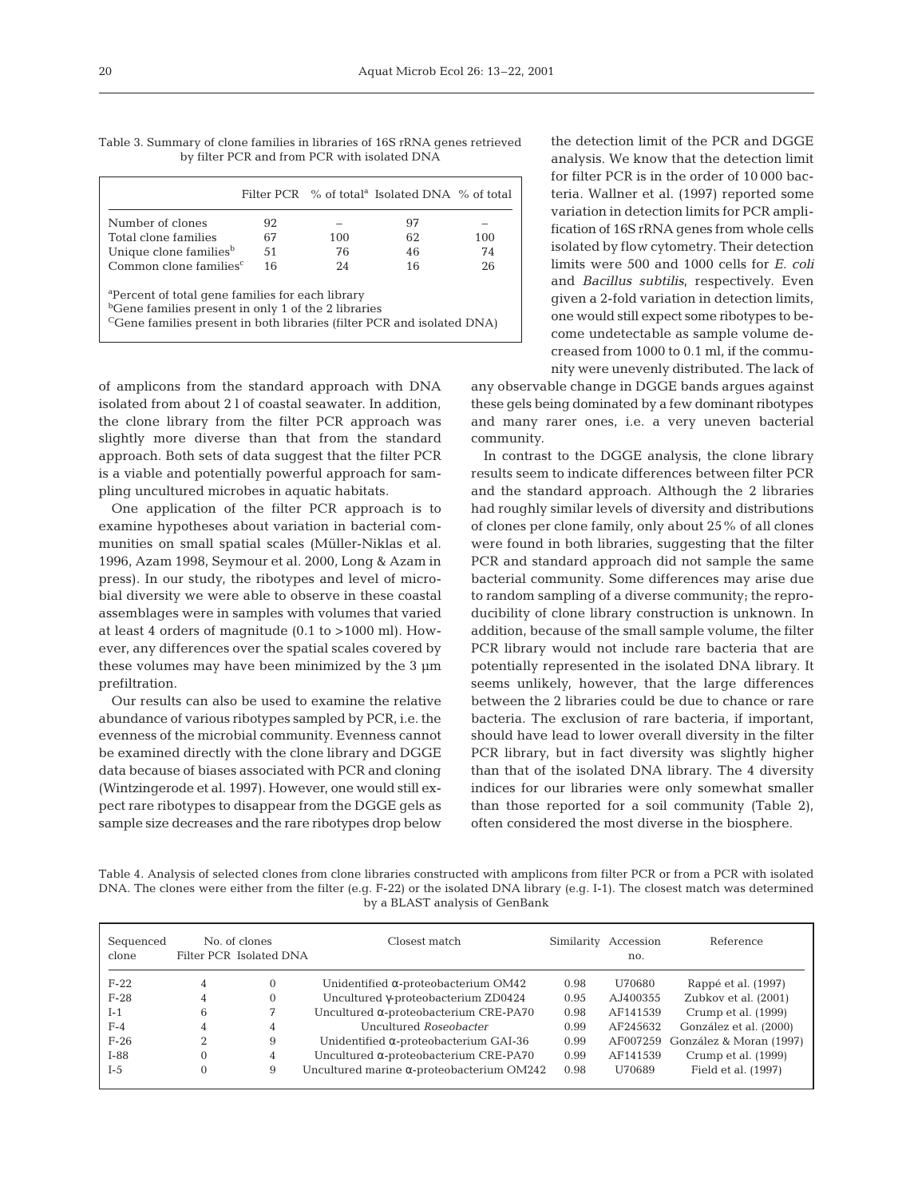Table 3. Summary of clone families in libraries of 16S rRNA genes retrieved by filter PCR and from PCR with isolated DNA

| | Filter PCR | % of total[a] | Isolated DNA | % of total |
|---|---|---|---|---|
| Number of clones | 92 | – | 97 | – |
| Total clone families | 67 | 100 | 62 | 100 |
| Unique clone families[b] | 51 | 76 | 46 | 74 |
| Common clone families[c] | 16 | 24 | 16 | 26 |

[a]Percent of total gene families for each library
[b]Gene families present in only 1 of the 2 libraries
[c]Gene families present in both libraries (filter PCR and isolated DNA)

of amplicons from the standard approach with DNA isolated from about 2 l of coastal seawater. In addition, the clone library from the filter PCR approach was slightly more diverse than that from the standard approach. Both sets of data suggest that the filter PCR is a viable and potentially powerful approach for sampling uncultured microbes in aquatic habitats.

One application of the filter PCR approach is to examine hypotheses about variation in bacterial communities on small spatial scales (Müller-Niklas et al. 1996, Azam 1998, Seymour et al. 2000, Long & Azam in press). In our study, the ribotypes and level of microbial diversity we were able to observe in these coastal assemblages were in samples with volumes that varied at least 4 orders of magnitude (0.1 to >1000 ml). However, any differences over the spatial scales covered by these volumes may have been minimized by the 3 µm prefiltration.

Our results can also be used to examine the relative abundance of various ribotypes sampled by PCR, i.e. the evenness of the microbial community. Evenness cannot be examined directly with the clone library and DGGE data because of biases associated with PCR and cloning (Wintzingerode et al. 1997). However, one would still expect rare ribotypes to disappear from the DGGE gels as sample size decreases and the rare ribotypes drop below the detection limit of the PCR and DGGE analysis. We know that the detection limit for filter PCR is in the order of 10 000 bacteria. Wallner et al. (1997) reported some variation in detection limits for PCR amplification of 16S rRNA genes from whole cells isolated by flow cytometry. Their detection limits were 500 and 1000 cells for *E. coli* and *Bacillus subtilis*, respectively. Even given a 2-fold variation in detection limits, one would still expect some ribotypes to become undetectable as sample volume decreased from 1000 to 0.1 ml, if the community were unevenly distributed. The lack of any observable change in DGGE bands argues against these gels being dominated by a few dominant ribotypes and many rarer ones, i.e. a very uneven bacterial community.

In contrast to the DGGE analysis, the clone library results seem to indicate differences between filter PCR and the standard approach. Although the 2 libraries had roughly similar levels of diversity and distributions of clones per clone family, only about 25% of all clones were found in both libraries, suggesting that the filter PCR and standard approach did not sample the same bacterial community. Some differences may arise due to random sampling of a diverse community; the reproducibility of clone library construction is unknown. In addition, because of the small sample volume, the filter PCR library would not include rare bacteria that are potentially represented in the isolated DNA library. It seems unlikely, however, that the large differences between the 2 libraries could be due to chance or rare bacteria. The exclusion of rare bacteria, if important, should have lead to lower overall diversity in the filter PCR library, but in fact diversity was slightly higher than that of the isolated DNA library. The 4 diversity indices for our libraries were only somewhat smaller than those reported for a soil community (Table 2), often considered the most diverse in the biosphere.

Table 4. Analysis of selected clones from clone libraries constructed with amplicons from filter PCR or from a PCR with isolated DNA. The clones were either from the filter (e.g. F-22) or the isolated DNA library (e.g. I-1). The closest match was determined by a BLAST analysis of GenBank

| Sequenced clone | No. of clones Filter PCR | No. of clones Isolated DNA | Closest match | Similarity | Accession no. | Reference |
|---|---|---|---|---|---|---|
| F-22 | 4 | 0 | Unidentified α-proteobacterium OM42 | 0.98 | U70680 | Rappé et al. (1997) |
| F-28 | 4 | 0 | Uncultured γ-proteobacterium ZD0424 | 0.95 | AJ400355 | Zubkov et al. (2001) |
| I-1 | 6 | 7 | Uncultured α-proteobacterium CRE-PA70 | 0.98 | AF141539 | Crump et al. (1999) |
| F-4 | 4 | 4 | Uncultured *Roseobacter* | 0.99 | AF245632 | González et al. (2000) |
| F-26 | 2 | 9 | Unidentified α-proteobacterium GAI-36 | 0.99 | AF007259 | González & Moran (1997) |
| I-88 | 0 | 4 | Uncultured α-proteobacterium CRE-PA70 | 0.99 | AF141539 | Crump et al. (1999) |
| I-5 | 0 | 9 | Uncultured marine α-proteobacterium OM242 | 0.98 | U70689 | Field et al. (1997) |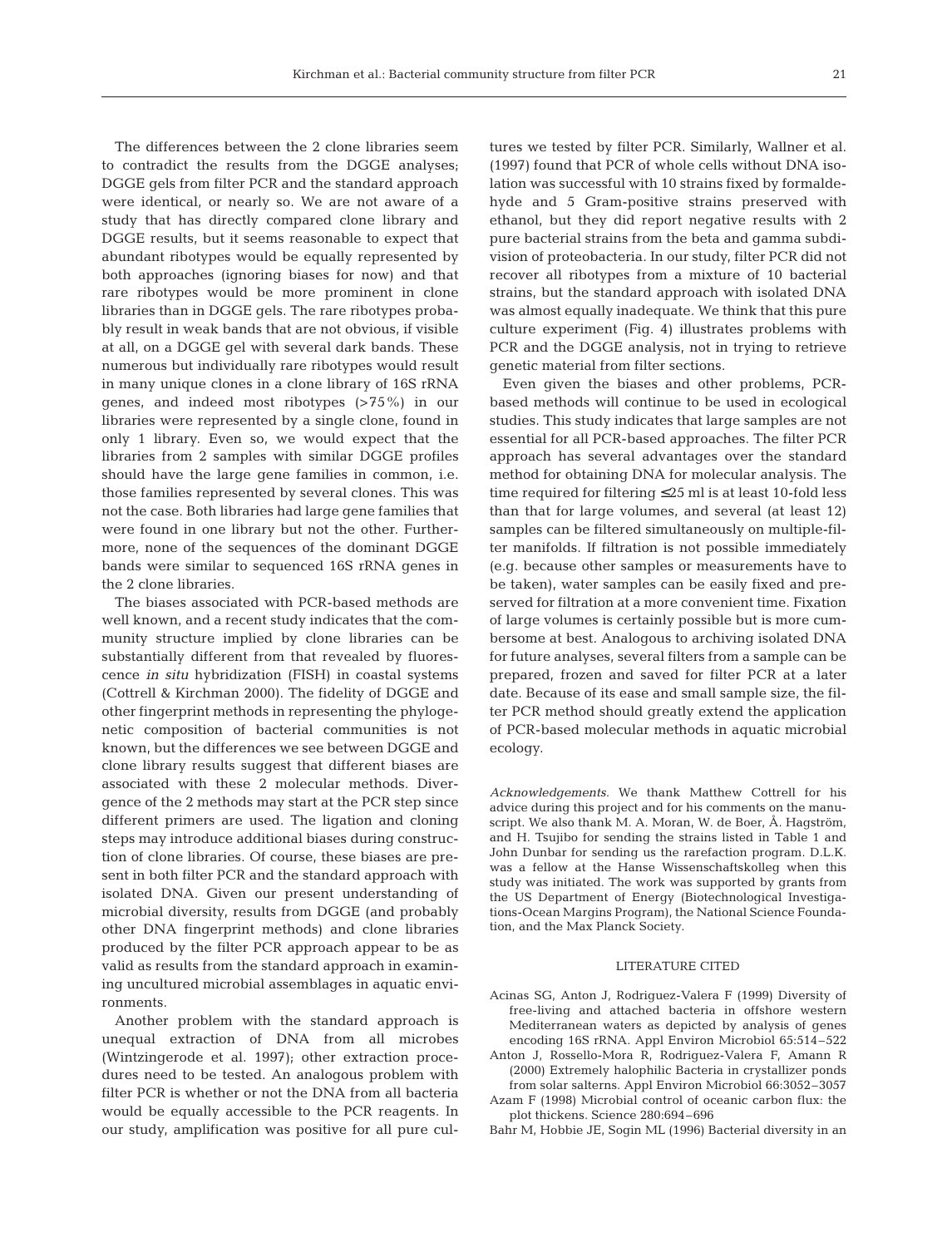The differences between the 2 clone libraries seem to contradict the results from the DGGE analyses; DGGE gels from filter PCR and the standard approach were identical, or nearly so. We are not aware of a study that has directly compared clone library and DGGE results, but it seems reasonable to expect that abundant ribotypes would be equally represented by both approaches (ignoring biases for now) and that rare ribotypes would be more prominent in clone libraries than in DGGE gels. The rare ribotypes probably result in weak bands that are not obvious, if visible at all, on a DGGE gel with several dark bands. These numerous but individually rare ribotypes would result in many unique clones in a clone library of 16S rRNA genes, and indeed most ribotypes (>75%) in our libraries were represented by a single clone, found in only 1 library. Even so, we would expect that the libraries from 2 samples with similar DGGE profiles should have the large gene families in common, i.e. those families represented by several clones. This was not the case. Both libraries had large gene families that were found in one library but not the other. Furthermore, none of the sequences of the dominant DGGE bands were similar to sequenced 16S rRNA genes in the 2 clone libraries.

The biases associated with PCR-based methods are well known, and a recent study indicates that the community structure implied by clone libraries can be substantially different from that revealed by fluorescence *in situ* hybridization (FISH) in coastal systems (Cottrell & Kirchman 2000). The fidelity of DGGE and other fingerprint methods in representing the phylogenetic composition of bacterial communities is not known, but the differences we see between DGGE and clone library results suggest that different biases are associated with these 2 molecular methods. Divergence of the 2 methods may start at the PCR step since different primers are used. The ligation and cloning steps may introduce additional biases during construction of clone libraries. Of course, these biases are present in both filter PCR and the standard approach with isolated DNA. Given our present understanding of microbial diversity, results from DGGE (and probably other DNA fingerprint methods) and clone libraries produced by the filter PCR approach appear to be as valid as results from the standard approach in examining uncultured microbial assemblages in aquatic environments.

Another problem with the standard approach is unequal extraction of DNA from all microbes (Wintzingerode et al. 1997); other extraction procedures need to be tested. An analogous problem with filter PCR is whether or not the DNA from all bacteria would be equally accessible to the PCR reagents. In our study, amplification was positive for all pure cultures we tested by filter PCR. Similarly, Wallner et al. (1997) found that PCR of whole cells without DNA isolation was successful with 10 strains fixed by formaldehyde and 5 Gram-positive strains preserved with ethanol, but they did report negative results with 2 pure bacterial strains from the beta and gamma subdivision of proteobacteria. In our study, filter PCR did not recover all ribotypes from a mixture of 10 bacterial strains, but the standard approach with isolated DNA was almost equally inadequate. We think that this pure culture experiment (Fig. 4) illustrates problems with PCR and the DGGE analysis, not in trying to retrieve genetic material from filter sections.

Even given the biases and other problems, PCR-based methods will continue to be used in ecological studies. This study indicates that large samples are not essential for all PCR-based approaches. The filter PCR approach has several advantages over the standard method for obtaining DNA for molecular analysis. The time required for filtering ≤25 ml is at least 10-fold less than that for large volumes, and several (at least 12) samples can be filtered simultaneously on multiple-filter manifolds. If filtration is not possible immediately (e.g. because other samples or measurements have to be taken), water samples can be easily fixed and preserved for filtration at a more convenient time. Fixation of large volumes is certainly possible but is more cumbersome at best. Analogous to archiving isolated DNA for future analyses, several filters from a sample can be prepared, frozen and saved for filter PCR at a later date. Because of its ease and small sample size, the filter PCR method should greatly extend the application of PCR-based molecular methods in aquatic microbial ecology.

*Acknowledgements.* We thank Matthew Cottrell for his advice during this project and for his comments on the manuscript. We also thank M. A. Moran, W. de Boer, Å. Hagström, and H. Tsujibo for sending the strains listed in Table 1 and John Dunbar for sending us the rarefaction program. D.L.K. was a fellow at the Hanse Wissenschaftskolleg when this study was initiated. The work was supported by grants from the US Department of Energy (Biotechnological Investigations-Ocean Margins Program), the National Science Foundation, and the Max Planck Society.

## LITERATURE CITED

Acinas SG, Anton J, Rodriguez-Valera F (1999) Diversity of free-living and attached bacteria in offshore western Mediterranean waters as depicted by analysis of genes encoding 16S rRNA. Appl Environ Microbiol 65:514–522

Anton J, Rossello-Mora R, Rodriguez-Valera F, Amann R (2000) Extremely halophilic Bacteria in crystallizer ponds from solar salterns. Appl Environ Microbiol 66:3052–3057

Azam F (1998) Microbial control of oceanic carbon flux: the plot thickens. Science 280:694–696

Bahr M, Hobbie JE, Sogin ML (1996) Bacterial diversity in an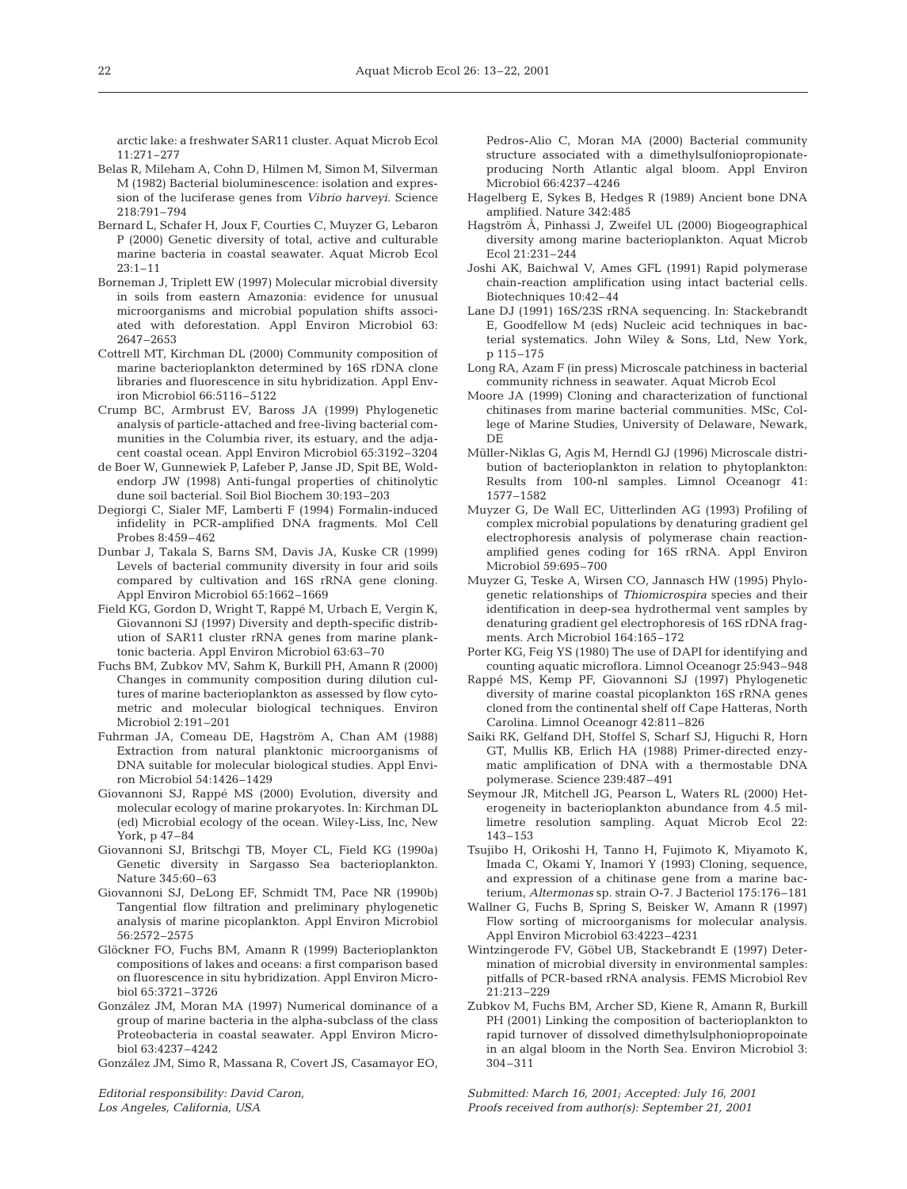arctic lake: a freshwater SAR11 cluster. Aquat Microb Ecol 11:271–277

Belas R, Mileham A, Cohn D, Hilmen M, Simon M, Silverman M (1982) Bacterial bioluminescence: isolation and expression of the luciferase genes from *Vibrio harveyi*. Science 218:791–794

Bernard L, Schafer H, Joux F, Courties C, Muyzer G, Lebaron P (2000) Genetic diversity of total, active and culturable marine bacteria in coastal seawater. Aquat Microb Ecol 23:1–11

Borneman J, Triplett EW (1997) Molecular microbial diversity in soils from eastern Amazonia: evidence for unusual microorganisms and microbial population shifts associated with deforestation. Appl Environ Microbiol 63: 2647–2653

Cottrell MT, Kirchman DL (2000) Community composition of marine bacterioplankton determined by 16S rDNA clone libraries and fluorescence in situ hybridization. Appl Environ Microbiol 66:5116–5122

Crump BC, Armbrust EV, Baross JA (1999) Phylogenetic analysis of particle-attached and free-living bacterial communities in the Columbia river, its estuary, and the adjacent coastal ocean. Appl Environ Microbiol 65:3192–3204

de Boer W, Gunnewiek P, Lafeber P, Janse JD, Spit BE, Woldendorp JW (1998) Anti-fungal properties of chitinolytic dune soil bacterial. Soil Biol Biochem 30:193–203

Degiorgi C, Sialer MF, Lamberti F (1994) Formalin-induced infidelity in PCR-amplified DNA fragments. Mol Cell Probes 8:459–462

Dunbar J, Takala S, Barns SM, Davis JA, Kuske CR (1999) Levels of bacterial community diversity in four arid soils compared by cultivation and 16S rRNA gene cloning. Appl Environ Microbiol 65:1662–1669

Field KG, Gordon D, Wright T, Rappé M, Urbach E, Vergin K, Giovannoni SJ (1997) Diversity and depth-specific distribution of SAR11 cluster rRNA genes from marine planktonic bacteria. Appl Environ Microbiol 63:63–70

Fuchs BM, Zubkov MV, Sahm K, Burkill PH, Amann R (2000) Changes in community composition during dilution cultures of marine bacterioplankton as assessed by flow cytometric and molecular biological techniques. Environ Microbiol 2:191–201

Fuhrman JA, Comeau DE, Hagström A, Chan AM (1988) Extraction from natural planktonic microorganisms of DNA suitable for molecular biological studies. Appl Environ Microbiol 54:1426–1429

Giovannoni SJ, Rappé MS (2000) Evolution, diversity and molecular ecology of marine prokaryotes. In: Kirchman DL (ed) Microbial ecology of the ocean. Wiley-Liss, Inc, New York, p 47–84

Giovannoni SJ, Britschgi TB, Moyer CL, Field KG (1990a) Genetic diversity in Sargasso Sea bacterioplankton. Nature 345:60–63

Giovannoni SJ, DeLong EF, Schmidt TM, Pace NR (1990b) Tangential flow filtration and preliminary phylogenetic analysis of marine picoplankton. Appl Environ Microbiol 56:2572–2575

Glöckner FO, Fuchs BM, Amann R (1999) Bacterioplankton compositions of lakes and oceans: a first comparison based on fluorescence in situ hybridization. Appl Environ Microbiol 65:3721–3726

González JM, Moran MA (1997) Numerical dominance of a group of marine bacteria in the alpha-subclass of the class Proteobacteria in coastal seawater. Appl Environ Microbiol 63:4237–4242

González JM, Simo R, Massana R, Covert JS, Casamayor EO, Pedros-Alio C, Moran MA (2000) Bacterial community structure associated with a dimethylsulfoniopropionate-producing North Atlantic algal bloom. Appl Environ Microbiol 66:4237–4246

Hagelberg E, Sykes B, Hedges R (1989) Ancient bone DNA amplified. Nature 342:485

Hagström Å, Pinhassi J, Zweifel UL (2000) Biogeographical diversity among marine bacterioplankton. Aquat Microb Ecol 21:231–244

Joshi AK, Baichwal V, Ames GFL (1991) Rapid polymerase chain-reaction amplification using intact bacterial cells. Biotechniques 10:42–44

Lane DJ (1991) 16S/23S rRNA sequencing. In: Stackebrandt E, Goodfellow M (eds) Nucleic acid techniques in bacterial systematics. John Wiley & Sons, Ltd, New York, p 115–175

Long RA, Azam F (in press) Microscale patchiness in bacterial community richness in seawater. Aquat Microb Ecol

Moore JA (1999) Cloning and characterization of functional chitinases from marine bacterial communities. MSc, College of Marine Studies, University of Delaware, Newark, DE

Müller-Niklas G, Agis M, Herndl GJ (1996) Microscale distribution of bacterioplankton in relation to phytoplankton: Results from 100-nl samples. Limnol Oceanogr 41: 1577–1582

Muyzer G, De Wall EC, Uitterlinden AG (1993) Profiling of complex microbial populations by denaturing gradient gel electrophoresis analysis of polymerase chain reaction-amplified genes coding for 16S rRNA. Appl Environ Microbiol 59:695–700

Muyzer G, Teske A, Wirsen CO, Jannasch HW (1995) Phylogenetic relationships of *Thiomicrospira* species and their identification in deep-sea hydrothermal vent samples by denaturing gradient gel electrophoresis of 16S rDNA fragments. Arch Microbiol 164:165–172

Porter KG, Feig YS (1980) The use of DAPI for identifying and counting aquatic microflora. Limnol Oceanogr 25:943–948

Rappé MS, Kemp PF, Giovannoni SJ (1997) Phylogenetic diversity of marine coastal picoplankton 16S rRNA genes cloned from the continental shelf off Cape Hatteras, North Carolina. Limnol Oceanogr 42:811–826

Saiki RK, Gelfand DH, Stoffel S, Scharf SJ, Higuchi R, Horn GT, Mullis KB, Erlich HA (1988) Primer-directed enzymatic amplification of DNA with a thermostable DNA polymerase. Science 239:487–491

Seymour JR, Mitchell JG, Pearson L, Waters RL (2000) Heterogeneity in bacterioplankton abundance from 4.5 millimetre resolution sampling. Aquat Microb Ecol 22: 143–153

Tsujibo H, Orikoshi H, Tanno H, Fujimoto K, Miyamoto K, Imada C, Okami Y, Inamori Y (1993) Cloning, sequence, and expression of a chitinase gene from a marine bacterium, *Altermonas* sp. strain O-7. J Bacteriol 175:176–181

Wallner G, Fuchs B, Spring S, Beisker W, Amann R (1997) Flow sorting of microorganisms for molecular analysis. Appl Environ Microbiol 63:4223–4231

Wintzingerode FV, Göbel UB, Stackebrandt E (1997) Determination of microbial diversity in environmental samples: pitfalls of PCR-based rRNA analysis. FEMS Microbiol Rev 21:213–229

Zubkov M, Fuchs BM, Archer SD, Kiene R, Amann R, Burkill PH (2001) Linking the composition of bacterioplankton to rapid turnover of dissolved dimethylsulphoniopropoinate in an algal bloom in the North Sea. Environ Microbiol 3: 304–311

*Editorial responsibility: David Caron, Los Angeles, California, USA*

*Submitted: March 16, 2001; Accepted: July 16, 2001*
*Proofs received from author(s): September 21, 2001*